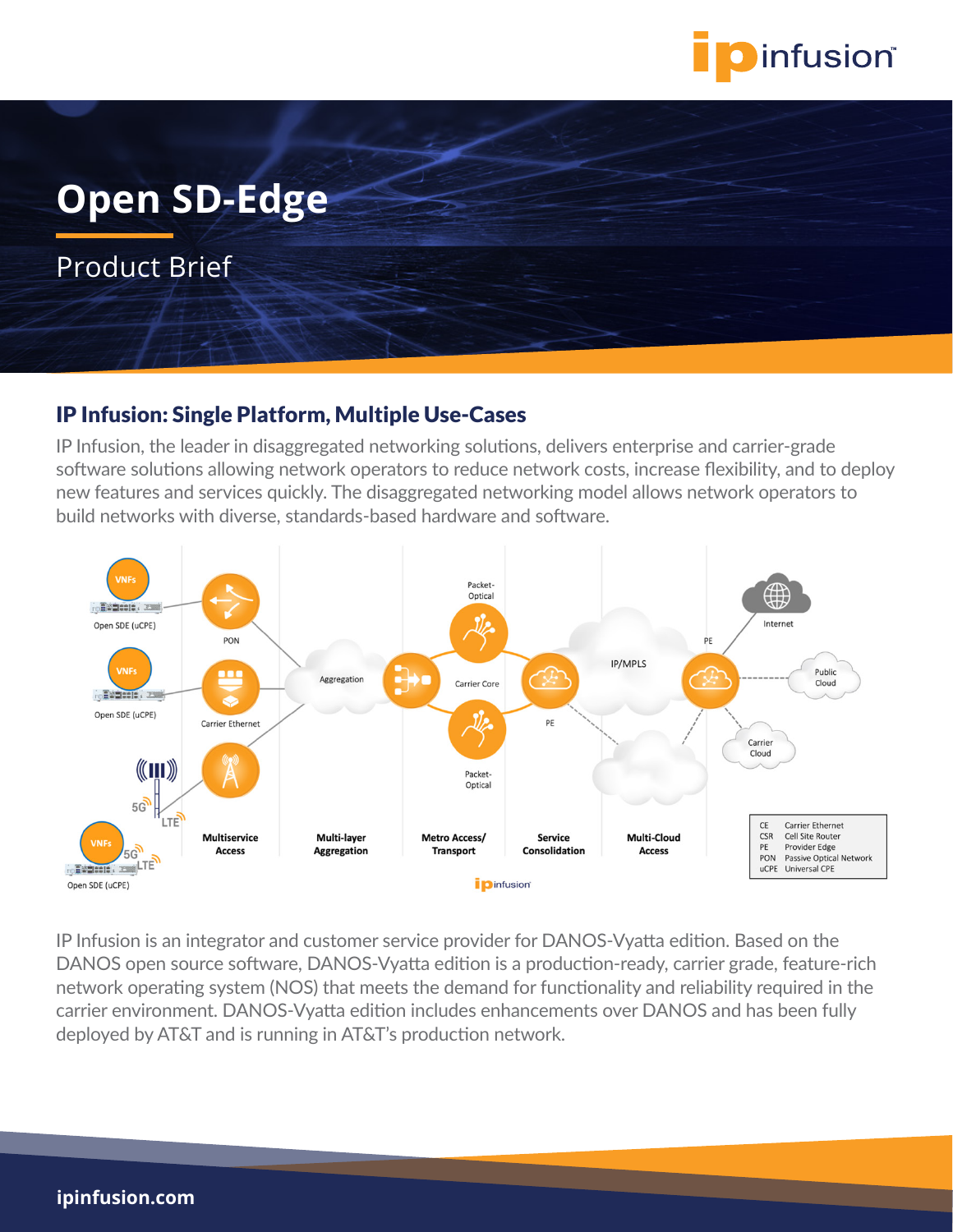# Open SD-Edge

Product Brief

## IP Infusion: Single Platform, Multiple Use-Cases

IP Infusion, the leader in disaggregated networking solutions, delivers enterprise and carrier-grade software solutions allowing network operators to reduce network costs, increase flexibility, and to deploy new features and services quickly. The disaggregated networking model allows network operators to build networks with diverse, standards-based hardware and software.

| | |
|---|---|
| CE | Carrier Ethernet |
| CSR | Cell Site Router |
| PE | Provider Edge |
| PON | Passive Optical Network |
| uCPE | Universal CPE |

IP Infusion is an integrator and customer service provider for DANOS-Vyatta edition. Based on the DANOS open source software, DANOS-Vyatta edition is a production-ready, carrier grade, feature-rich network operating system (NOS) that meets the demand for functionality and reliability required in the carrier environment. DANOS-Vyatta edition includes enhancements over DANOS and has been fully deployed by AT&T and is running in AT&T's production network.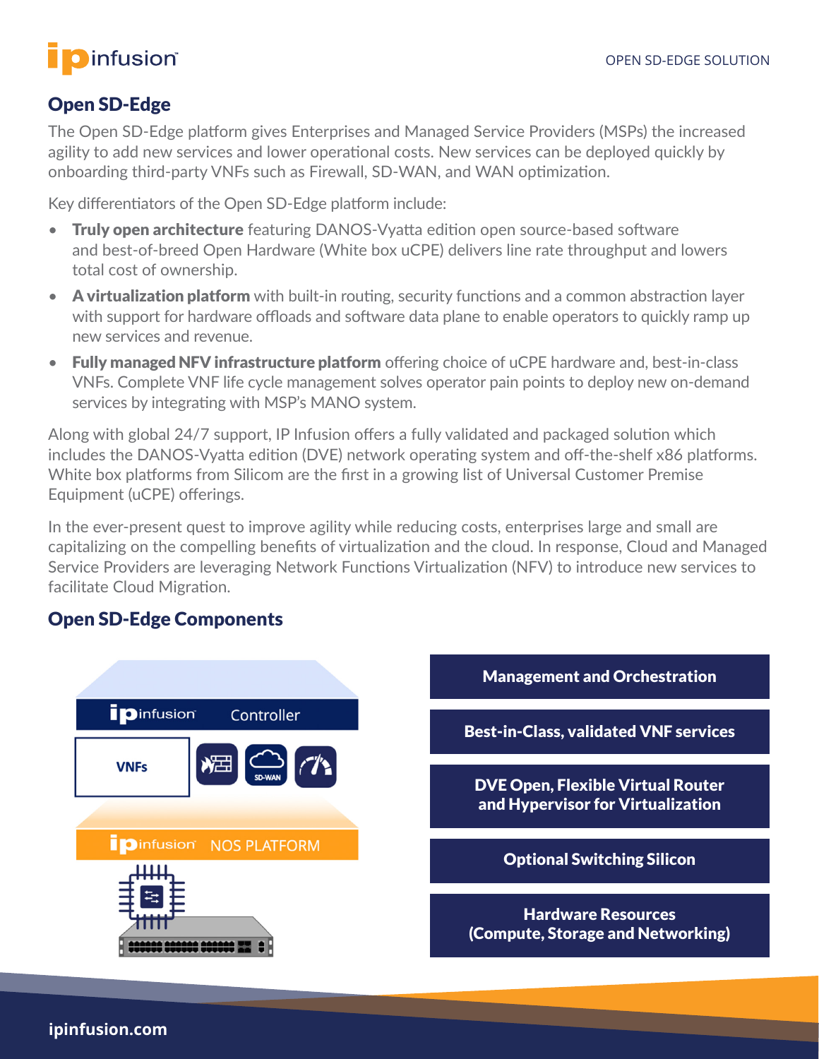## Open SD-Edge

The Open SD-Edge platform gives Enterprises and Managed Service Providers (MSPs) the increased agility to add new services and lower operational costs. New services can be deployed quickly by onboarding third-party VNFs such as Firewall, SD-WAN, and WAN optimization.

Key differentiators of the Open SD-Edge platform include:

- **Truly open architecture** featuring DANOS-Vyatta edition open source-based software and best-of-breed Open Hardware (White box uCPE) delivers line rate throughput and lowers total cost of ownership.
- **A virtualization platform** with built-in routing, security functions and a common abstraction layer with support for hardware offloads and software data plane to enable operators to quickly ramp up new services and revenue.
- **Fully managed NFV infrastructure platform** offering choice of uCPE hardware and, best-in-class VNFs. Complete VNF life cycle management solves operator pain points to deploy new on-demand services by integrating with MSP's MANO system.

Along with global 24/7 support, IP Infusion offers a fully validated and packaged solution which includes the DANOS-Vyatta edition (DVE) network operating system and off-the-shelf x86 platforms. White box platforms from Silicom are the first in a growing list of Universal Customer Premise Equipment (uCPE) offerings.

In the ever-present quest to improve agility while reducing costs, enterprises large and small are capitalizing on the compelling benefits of virtualization and the cloud. In response, Cloud and Managed Service Providers are leveraging Network Functions Virtualization (NFV) to introduce new services to facilitate Cloud Migration.

## Open SD-Edge Components

ipinfusion Controller

VNFs — SD-WAN

ipinfusion NOS PLATFORM

- Management and Orchestration
- Best-in-Class, validated VNF services
- DVE Open, Flexible Virtual Router and Hypervisor for Virtualization
- Optional Switching Silicon
- Hardware Resources (Compute, Storage and Networking)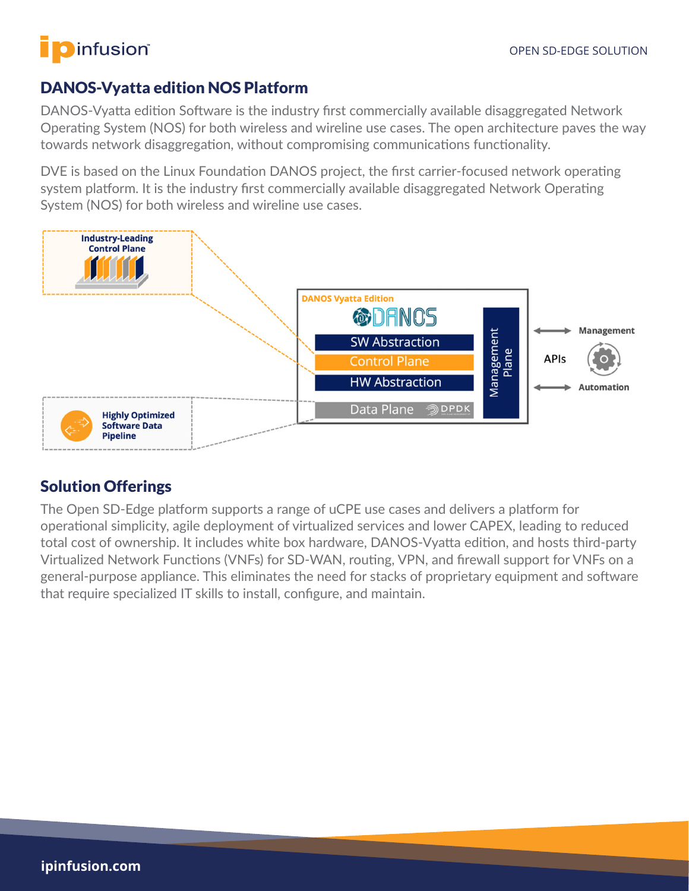## DANOS-Vyatta edition NOS Platform

DANOS-Vyatta edition Software is the industry first commercially available disaggregated Network Operating System (NOS) for both wireless and wireline use cases. The open architecture paves the way towards network disaggregation, without compromising communications functionality.

DVE is based on the Linux Foundation DANOS project, the first carrier-focused network operating system platform. It is the industry first commercially available disaggregated Network Operating System (NOS) for both wireless and wireline use cases.

Industry-Leading Control Plane

DANOS Vyatta Edition

DANOS

SW Abstraction

Control Plane

HW Abstraction

Data Plane DPDK

Management Plane

APIs

Management

Automation

Highly Optimized Software Data Pipeline

## Solution Offerings

The Open SD-Edge platform supports a range of uCPE use cases and delivers a platform for operational simplicity, agile deployment of virtualized services and lower CAPEX, leading to reduced total cost of ownership. It includes white box hardware, DANOS-Vyatta edition, and hosts third-party Virtualized Network Functions (VNFs) for SD-WAN, routing, VPN, and firewall support for VNFs on a general-purpose appliance. This eliminates the need for stacks of proprietary equipment and software that require specialized IT skills to install, configure, and maintain.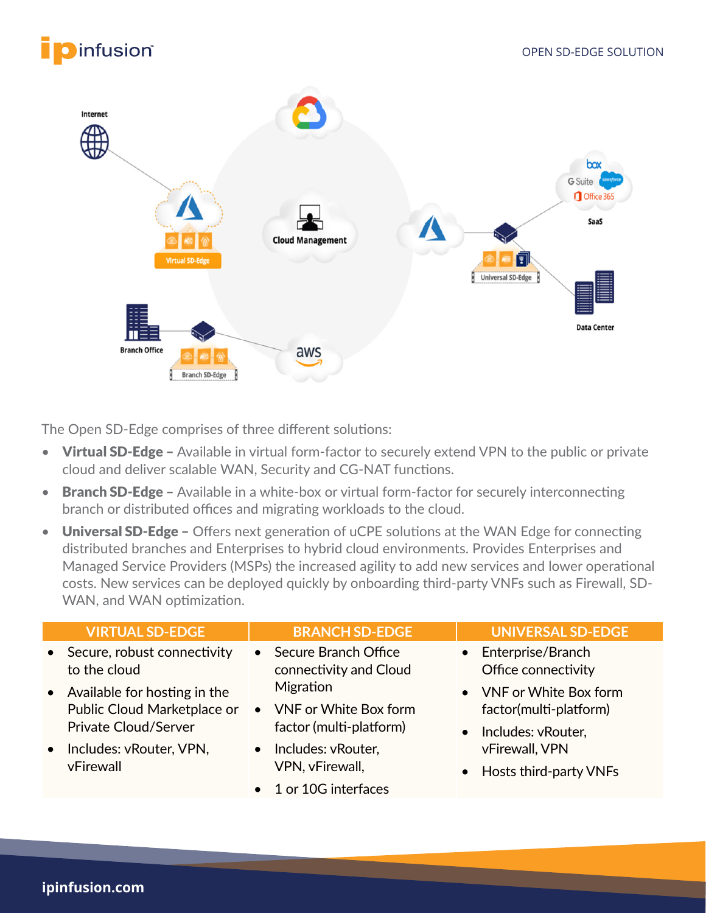The Open SD-Edge comprises of three different solutions:

- **Virtual SD-Edge –** Available in virtual form-factor to securely extend VPN to the public or private cloud and deliver scalable WAN, Security and CG-NAT functions.
- **Branch SD-Edge –** Available in a white-box or virtual form-factor for securely interconnecting branch or distributed offices and migrating workloads to the cloud.
- **Universal SD-Edge –** Offers next generation of uCPE solutions at the WAN Edge for connecting distributed branches and Enterprises to hybrid cloud environments. Provides Enterprises and Managed Service Providers (MSPs) the increased agility to add new services and lower operational costs. New services can be deployed quickly by onboarding third-party VNFs such as Firewall, SD-WAN, and WAN optimization.

| VIRTUAL SD-EDGE | BRANCH SD-EDGE | UNIVERSAL SD-EDGE |
| --- | --- | --- |
| • Secure, robust connectivity to the cloud<br>• Available for hosting in the Public Cloud Marketplace or Private Cloud/Server<br>• Includes: vRouter, VPN, vFirewall | • Secure Branch Office connectivity and Cloud Migration<br>• VNF or White Box form factor (multi-platform)<br>• Includes: vRouter, VPN, vFirewall,<br>• 1 or 10G interfaces | • Enterprise/Branch Office connectivity<br>• VNF or White Box form factor(multi-platform)<br>• Includes: vRouter, vFirewall, VPN<br>• Hosts third-party VNFs |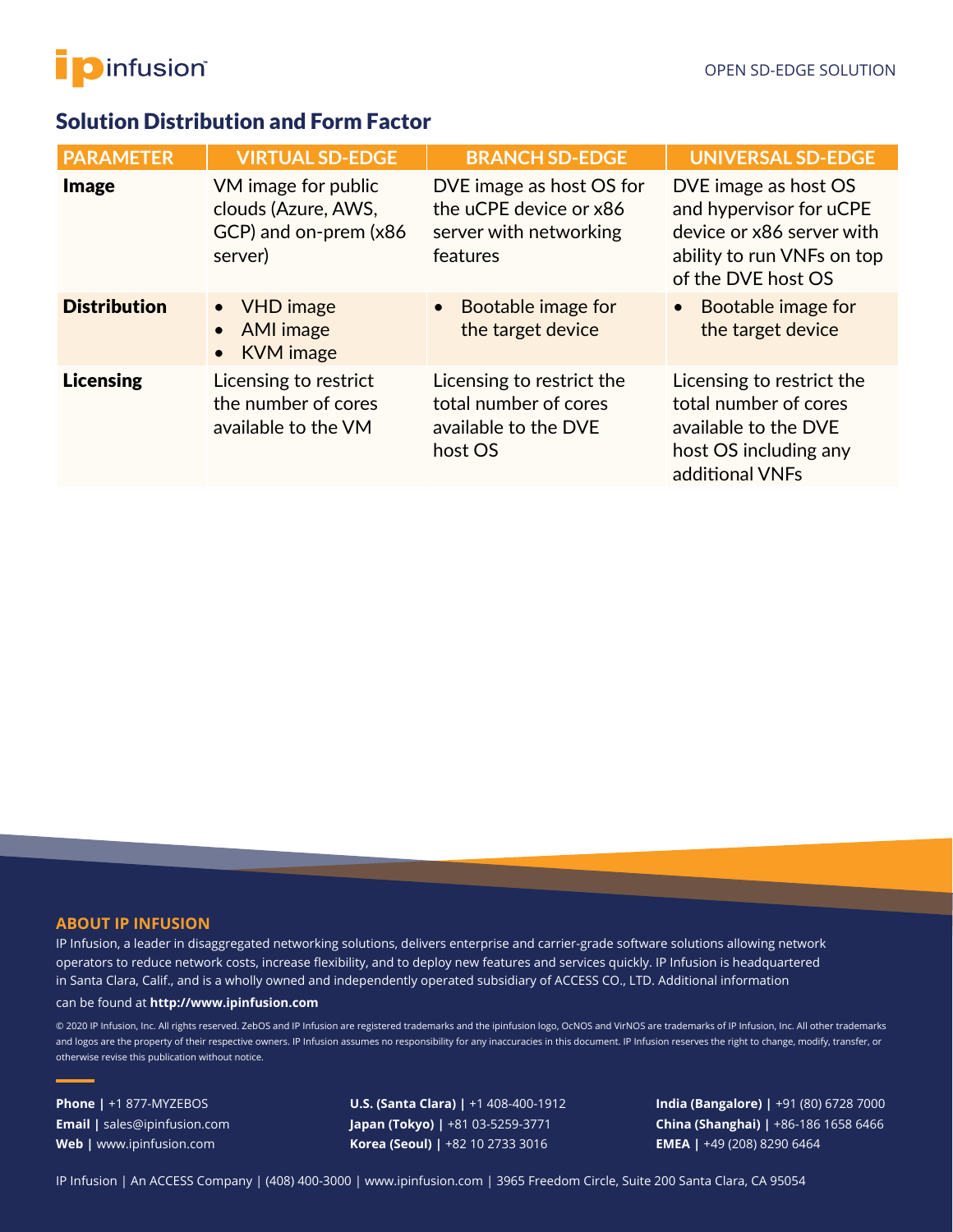## Solution Distribution and Form Factor

| PARAMETER | VIRTUAL SD-EDGE | BRANCH SD-EDGE | UNIVERSAL SD-EDGE |
|---|---|---|---|
| **Image** | VM image for public clouds (Azure, AWS, GCP) and on-prem (x86 server) | DVE image as host OS for the uCPE device or x86 server with networking features | DVE image as host OS and hypervisor for uCPE device or x86 server with ability to run VNFs on top of the DVE host OS |
| **Distribution** | • VHD image<br>• AMI image<br>• KVM image | • Bootable image for the target device | • Bootable image for the target device |
| **Licensing** | Licensing to restrict the number of cores available to the VM | Licensing to restrict the total number of cores available to the DVE host OS | Licensing to restrict the total number of cores available to the DVE host OS including any additional VNFs |

### ABOUT IP INFUSION

IP Infusion, a leader in disaggregated networking solutions, delivers enterprise and carrier-grade software solutions allowing network operators to reduce network costs, increase flexibility, and to deploy new features and services quickly. IP Infusion is headquartered in Santa Clara, Calif., and is a wholly owned and independently operated subsidiary of ACCESS CO., LTD. Additional information can be found at **http://www.ipinfusion.com**

© 2020 IP Infusion, Inc. All rights reserved. ZebOS and IP Infusion are registered trademarks and the ipinfusion logo, OcNOS and VirNOS are trademarks of IP Infusion, Inc. All other trademarks and logos are the property of their respective owners. IP Infusion assumes no responsibility for any inaccuracies in this document. IP Infusion reserves the right to change, modify, transfer, or otherwise revise this publication without notice.

**Phone |** +1 877-MYZEBOS
**Email |** sales@ipinfusion.com
**Web |** www.ipinfusion.com

**U.S. (Santa Clara) |** +1 408-400-1912
**Japan (Tokyo) |** +81 03-5259-3771
**Korea (Seoul) |** +82 10 2733 3016

**India (Bangalore) |** +91 (80) 6728 7000
**China (Shanghai) |** +86-186 1658 6466
**EMEA |** +49 (208) 8290 6464

IP Infusion | An ACCESS Company | (408) 400-3000 | www.ipinfusion.com | 3965 Freedom Circle, Suite 200 Santa Clara, CA 95054